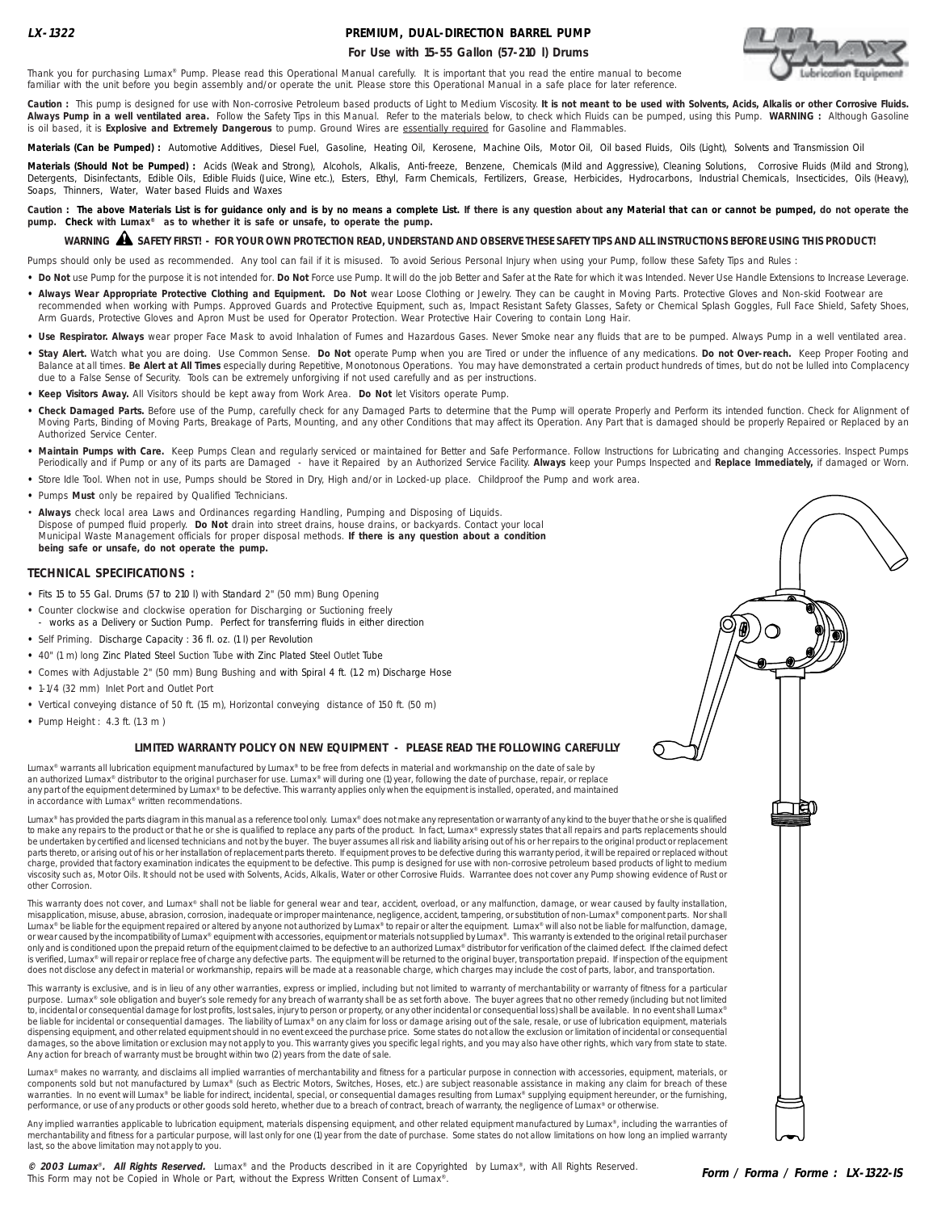LX-1322

# PREMIUM, DUAL-DIRECTION BARREL PUMP

## For Use with 15-55 Gallon (57-210 l) Drums

Thank you for purchasing Lumax® Pump. Please read this Operational Manual carefully. It is important that you read the entire manual to become familiar with the unit before you begin assembly and/or operate the unit. Please store this Operational Manual in a safe place for later reference.

**Caution :** This pump is designed for use with Non-corrosive Petroleum based products of Light to Medium Viscosity. **It is not meant to be used with Solvents, Acids, Alkalis or other Corrosive Fluids. Always Pump in a well ventilated area.** Follow the Safety Tips in this Manual. Refer to the materials below, to check which Fluids can be pumped, using this Pump. **WARNING :** Although Gasoline is oil based, it is **Explosive and Extremely Dangerous** to pump. Ground Wires are essentially required for Gasoline and Flammables.

**Materials (Can be Pumped) :** Automotive Additives, Diesel Fuel, Gasoline, Heating Oil, Kerosene, Machine Oils, Motor Oil, Oil based Fluids, Oils (Light), Solvents and Transmission Oil

**Materials (Should Not be Pumped) :** Acids (Weak and Strong), Alcohols, Alkalis, Anti-freeze, Benzene, Chemicals (Mild and Aggressive), Cleaning Solutions, Corrosive Fluids (Mild and Strong), Detergents, Disinfectants, Edible Oils, Edible Fluids (Juice, Wine etc.), Esters, Ethyl, Farm Chemicals, Fertilizers, Grease, Herbicides, Hydrocarbons, Industrial Chemicals, Insecticides, Oils (Heavy), Soaps, Thinners, Water, Water based Fluids and Waxes

**Caution : The above Materials List is for guidance only and is by no means a complete List. If there is any question about any Material that can or cannot be pumped, do not operate the pump. Check with Lumax® as to whether it is safe or unsafe, to operate the pump.**

**WARNING ⚠ SAFETY FIRST! - FOR YOUR OWN PROTECTION READ, UNDERSTAND AND OBSERVE THESE SAFETY TIPS AND ALL INSTRUCTIONS BEFORE USING THIS PRODUCT!**

Pumps should only be used as recommended. Any tool can fail if it is misused. To avoid Serious Personal Injury when using your Pump, follow these Safety Tips and Rules :

- **Do Not** use Pump for the purpose it is not intended for. **Do Not** Force use Pump. It will do the job Better and Safer at the Rate for which it was Intended. Never Use Handle Extensions to Increase Leverage.
- **Always Wear Appropriate Protective Clothing and Equipment. Do Not** wear Loose Clothing or Jewelry. They can be caught in Moving Parts. Protective Gloves and Non-skid Footwear are recommended when working with Pumps. Approved Guards and Protective Equipment, such as, Impact Resistant Safety Glasses, Safety or Chemical Splash Goggles, Full Face Shield, Safety Shoes, Arm Guards, Protective Gloves and Apron Must be used for Operator Protection. Wear Protective Hair Covering to contain Long Hair.
- **Use Respirator. Always** wear proper Face Mask to avoid Inhalation of Fumes and Hazardous Gases. Never Smoke near any fluids that are to be pumped. Always Pump in a well ventilated area.
- **Stay Alert.** Watch what you are doing. Use Common Sense. **Do Not** operate Pump when you are Tired or under the influence of any medications. **Do not Over-reach.** Keep Proper Footing and Balance at all times. **Be Alert at All Times** especially during Repetitive, Monotonous Operations. You may have demonstrated a certain product hundreds of times, but do not be lulled into Complacency due to a False Sense of Security. Tools can be extremely unforgiving if not used carefully and as per instructions.
- **Keep Visitors Away.** All Visitors should be kept away from Work Area. **Do Not** let Visitors operate Pump.
- **Check Damaged Parts.** Before use of the Pump, carefully check for any Damaged Parts to determine that the Pump will operate Properly and Perform its intended function. Check for Alignment of Moving Parts, Binding of Moving Parts, Breakage of Parts, Mounting, and any other Conditions that may affect its Operation. Any Part that is damaged should be properly Repaired or Replaced by an Authorized Service Center.
- **Maintain Pumps with Care.** Keep Pumps Clean and regularly serviced or maintained for Better and Safe Performance. Follow Instructions for Lubricating and changing Accessories. Inspect Pumps Periodically and if Pump or any of its parts are Damaged - have it Repaired by an Authorized Service Facility. **Always** keep your Pumps Inspected and **Replace Immediately,** if damaged or Worn.
- Store Idle Tool. When not in use, Pumps should be Stored in Dry, High and/or in Locked-up place. Childproof the Pump and work area.
- Pumps **Must** only be repaired by Qualified Technicians.
- **Always** check local area Laws and Ordinances regarding Handling, Pumping and Disposing of Liquids. Dispose of pumped fluid properly. **Do Not** drain into street drains, house drains, or backyards. Contact your local Municipal Waste Management officials for proper disposal methods. **If there is any question about a condition being safe or unsafe, do not operate the pump.**

## TECHNICAL SPECIFICATIONS :

- Fits 15 to 55 Gal. Drums (57 to 210 l) with Standard 2" (50 mm) Bung Opening
- Counter clockwise and clockwise operation for Discharging or Suctioning freely
  - works as a Delivery or Suction Pump. Perfect for transferring fluids in either direction
- Self Priming. Discharge Capacity : 36 fl. oz. (1 l) per Revolution
- 40" (1 m) long Zinc Plated Steel Suction Tube with Zinc Plated Steel Outlet Tube
- Comes with Adjustable 2" (50 mm) Bung Bushing and with Spiral 4 ft. (1.2 m) Discharge Hose
- 1-1/4 (32 mm) Inlet Port and Outlet Port
- Vertical conveying distance of 50 ft. (15 m), Horizontal conveying distance of 150 ft. (50 m)
- Pump Height : 4.3 ft. (1.3 m )

## LIMITED WARRANTY POLICY ON NEW EQUIPMENT - PLEASE READ THE FOLLOWING CAREFULLY

Lumax® warrants all lubrication equipment manufactured by Lumax® to be free from defects in material and workmanship on the date of sale by an authorized Lumax® distributor to the original purchaser for use. Lumax® will during one (1) year, following the date of purchase, repair, or replace any part of the equipment determined by Lumax® to be defective. This warranty applies only when the equipment is installed, operated, and maintained in accordance with Lumax® written recommendations.

Lumax® has provided the parts diagram in this manual as a reference tool only. Lumax® does not make any representation or warranty of any kind to the buyer that he or she is qualified to make any repairs to the product or that he or she is qualified to replace any parts of the product. In fact, Lumax® expressly states that all repairs and parts replacements should be undertaken by certified and licensed technicians and not by the buyer. The buyer assumes all risk and liability arising out of his or her repairs to the original product or replacement parts thereto, or arising out of his or her installation of replacement parts thereto. If equipment proves to be defective during this warranty period, it will be repaired or replaced without charge, provided that factory examination indicates the equipment to be defective. This pump is designed for use with non-corrosive petroleum based products of light to medium viscosity such as, Motor Oils. It should not be used with Solvents, Acids, Alkalis, Water or other Corrosive Fluids. Warrantee does not cover any Pump showing evidence of Rust or other Corrosion.

This warranty does not cover, and Lumax® shall not be liable for general wear and tear, accident, overload, or any malfunction, damage, or wear caused by faulty installation, misapplication, misuse, abuse, abrasion, corrosion, inadequate or improper maintenance, negligence, accident, tampering, or substitution of non-Lumax® component parts. Nor shall Lumax® be liable for the equipment repaired or altered by anyone not authorized by Lumax® to repair or alter the equipment. Lumax® will also not be liable for malfunction, damage, or wear caused by the incompatibility of Lumax® equipment with accessories, equipment or materials not supplied by Lumax®. This warranty is extended to the original retail purchaser only and is conditioned upon the prepaid return of the equipment claimed to be defective to an authorized Lumax® distributor for verification of the claimed defect. If the claimed defect is verified, Lumax® will repair or replace free of charge any defective parts. The equipment will be returned to the original buyer, transportation prepaid. If inspection of the equipment does not disclose any defect in material or workmanship, repairs will be made at a reasonable charge, which charges may include the cost of parts, labor, and transportation.

This warranty is exclusive, and is in lieu of any other warranties, express or implied, including but not limited to warranty of merchantability or warranty of fitness for a particular purpose. Lumax® sole obligation and buyer's sole remedy for any breach of warranty shall be as set forth above. The buyer agrees that no other remedy (including but not limited to, incidental or consequential damage for lost profits, lost sales, injury to person or property, or any other incidental or consequential loss) shall be available. In no event shall Lumax® be liable for incidental or consequential damages. The liability of Lumax® on any claim for loss or damage arising out of the sale, resale, or use of lubrication equipment, materials dispensing equipment, and other related equipment should in no event exceed the purchase price. Some states do not allow the exclusion or limitation of incidental or consequential damages, so the above limitation or exclusion may not apply to you. This warranty gives you specific legal rights, and you may also have other rights, which vary from state to state. Any action for breach of warranty must be brought within two (2) years from the date of sale.

Lumax® makes no warranty, and disclaims all implied warranties of merchantability and fitness for a particular purpose in connection with accessories, equipment, materials, or components sold but not manufactured by Lumax® (such as Electric Motors, Switches, Hoses, etc.) are subject reasonable assistance in making any claim for breach of these warranties. In no event will Lumax® be liable for indirect, incidental, special, or consequential damages resulting from Lumax® supplying equipment hereunder, or the furnishing, performance, or use of any products or other goods sold hereto, whether due to a breach of contract, breach of warranty, the negligence of Lumax® or otherwise.

Any implied warranties applicable to lubrication equipment, materials dispensing equipment, and other related equipment manufactured by Lumax®, including the warranties of merchantability and fitness for a particular purpose, will last only for one (1) year from the date of purchase. Some states do not allow limitations on how long an implied warranty last, so the above limitation may not apply to you.

***© 2003 Lumax®. All Rights Reserved.*** Lumax® and the Products described in it are Copyrighted by Lumax®, with All Rights Reserved. This Form may not be Copied in Whole or Part, without the Express Written Consent of Lumax®.

***Form / Forma / Forme : LX-1322-IS***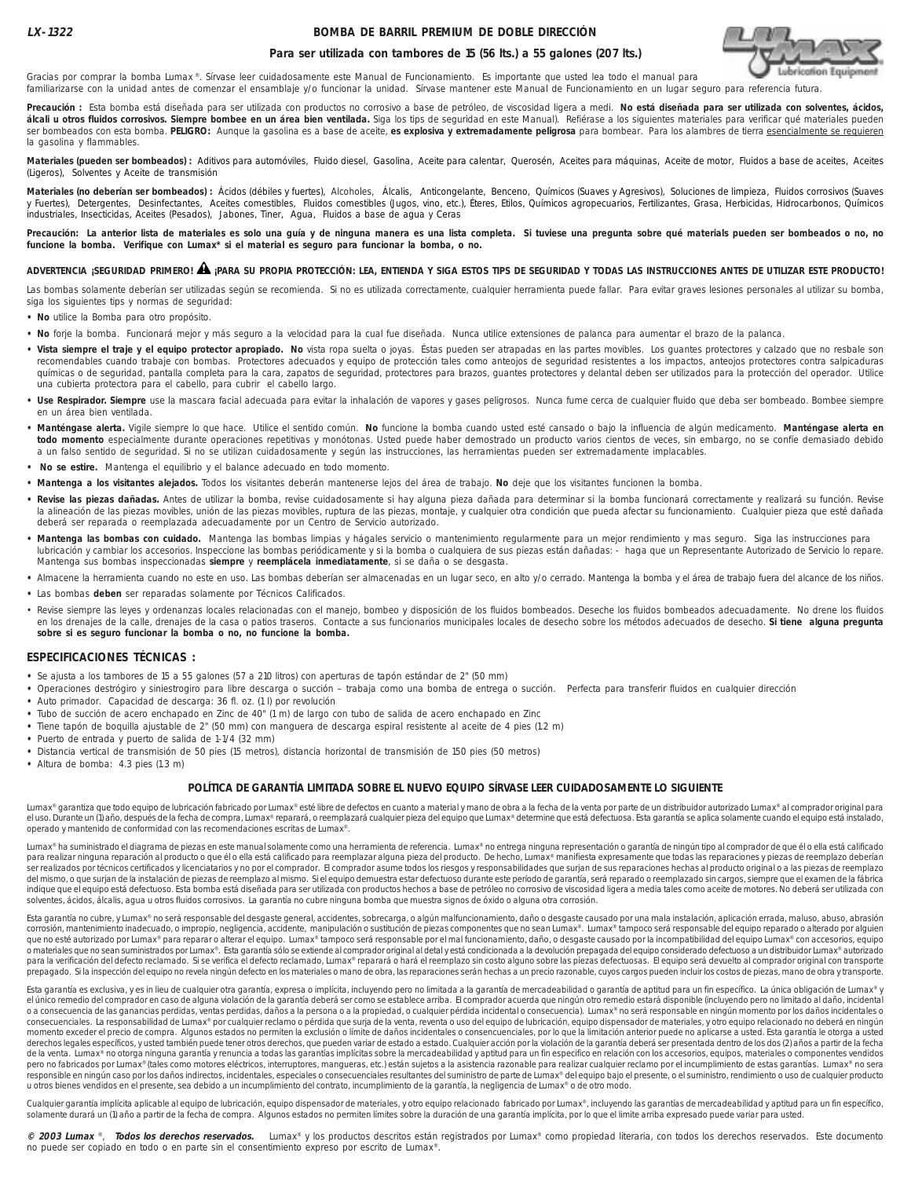**LX-1322**

# BOMBA DE BARRIL PREMIUM DE DOBLE DIRECCIÓN

## Para ser utilizada con tambores de 15 (56 lts.) a 55 galones (207 lts.)

Gracias por comprar la bomba Lumax®. Sírvase leer cuidadosamente este Manual de Funcionamiento. Es importante que usted lea todo el manual para familiarizarse con la unidad antes de comenzar el ensamblaje y/o funcionar la unidad. Sírvase mantener este Manual de Funcionamiento en un lugar seguro para referencia futura.

**Precaución :** Esta bomba está diseñada para ser utilizada con productos no corrosivo a base de petróleo, de viscosidad ligera a medi. **No está diseñada para ser utilizada con solventes, ácidos, álcali u otros fluidos corrosivos. Siempre bombee en un área bien ventilada.** Siga los tips de seguridad en este Manual). Refiérase a los siguientes materiales para verificar qué materiales pueden ser bombeados con esta bomba. **PELIGRO:** Aunque la gasolina es a base de aceite, **es explosiva y extremadamente peligrosa** para bombear. Para los alambres de tierra esencialmente se requieren la gasolina y flammables.

**Materiales (pueden ser bombeados) :** Aditivos para automóviles, Fluido diesel, Gasolina, Aceite para calentar, Querosén, Aceites para máquinas, Aceite de motor, Fluidos a base de aceites, Aceites (Ligeros), Solventes y Aceite de transmisión

**Materiales (no deberían ser bombeados) :** Ácidos (débiles y fuertes), Alcoholes, Álcalis, Anticongelante, Benceno, Químicos (Suaves y Agresivos), Soluciones de limpieza, Fluidos corrosivos (Suaves y Fuertes), Detergentes, Desinfectantes, Aceites comestibles, Fluidos comestibles (Jugos, vino, etc.), Éteres, Etilos, Químicos agropecuarios, Fertilizantes, Grasa, Herbicidas, Hidrocarbonos, Químicos industriales, Insecticidas, Aceites (Pesados), Jabones, Tiner, Agua, Fluidos a base de agua y Ceras

**Precaución: La anterior lista de materiales es solo una guía y de ninguna manera es una lista completa. Si tuviese una pregunta sobre qué materials pueden ser bombeados o no, no funcione la bomba. Verifique con Lumax\* si el material es seguro para funcionar la bomba, o no.**

**ADVERTENCIA ¡SEGURIDAD PRIMERO! ⚠ ¡PARA SU PROPIA PROTECCIÓN: LEA, ENTIENDA Y SIGA ESTOS TIPS DE SEGURIDAD Y TODAS LAS INSTRUCCIONES ANTES DE UTILIZAR ESTE PRODUCTO!**

Las bombas solamente deberían ser utilizadas según se recomienda. Si no es utilizada correctamente, cualquier herramienta puede fallar. Para evitar graves lesiones personales al utilizar su bomba, siga los siguientes tips y normas de seguridad:

- **No** utilice la Bomba para otro propósito.
- **No** forje la bomba. Funcionará mejor y más seguro a la velocidad para la cual fue diseñada. Nunca utilice extensiones de palanca para aumentar el brazo de la palanca.
- **Vista siempre el traje y el equipo protector apropiado. No** vista ropa suelta o joyas. Éstas pueden ser atrapadas en las partes movibles. Los guantes protectores y calzado que no resbale son recomendables cuando trabaje con bombas. Protectores adecuados y equipo de protección tales como anteojos de seguridad resistentes a los impactos, anteojos protectores contra salpicaduras químicas o de seguridad, pantalla completa para la cara, zapatos de seguridad, protectores para brazos, guantes protectores y delantal deben ser utilizados para la protección del operador. Utilice una cubierta protectora para el cabello, para cubrir el cabello largo.
- **Use Respirador. Siempre** use la mascara facial adecuada para evitar la inhalación de vapores y gases peligrosos. Nunca fume cerca de cualquier fluido que deba ser bombeado. Bombee siempre en un área bien ventilada.
- **Manténgase alerta.** Vigile siempre lo que hace. Utilice el sentido común. **No** funcione la bomba cuando usted esté cansado o bajo la influencia de algún medicamento. **Manténgase alerta en todo momento** especialmente durante operaciones repetitivas y monótonas. Usted puede haber demostrado un producto varios cientos de veces, sin embargo, no se confíe demasiado debido a un falso sentido de seguridad. Si no se utilizan cuidadosamente y según las instrucciones, las herramientas pueden ser extremadamente implacables.
- **No se estire.** Mantenga el equilibrio y el balance adecuado en todo momento.
- **Mantenga a los visitantes alejados.** Todos los visitantes deberán mantenerse lejos del área de trabajo. **No** deje que los visitantes funcionen la bomba.
- **Revise las piezas dañadas.** Antes de utilizar la bomba, revise cuidadosamente si hay alguna pieza dañada para determinar si la bomba funcionará correctamente y realizará su función. Revise la alineación de las piezas movibles, unión de las piezas movibles, ruptura de las piezas, montaje, y cualquier otra condición que pueda afectar su funcionamiento. Cualquier pieza que esté dañada deberá ser reparada o reemplazada adecuadamente por un Centro de Servicio autorizado.
- **Mantenga las bombas con cuidado.** Mantenga las bombas limpias y hágales servicio o mantenimiento regularmente para un mejor rendimiento y mas seguro. Siga las instrucciones para lubricación y cambiar los accesorios. Inspeccione las bombas periódicamente y si la bomba o cualquiera de sus piezas están dañadas: - haga que un Representante Autorizado de Servicio lo repare. Mantenga sus bombas inspeccionadas **siempre** y **reemplácela inmediatamente**, si se daña o se desgasta.
- Almacene la herramienta cuando no este en uso. Las bombas deberían ser almacenadas en un lugar seco, en alto y/o cerrado. Mantenga la bomba y el área de trabajo fuera del alcance de los niños.
- Las bombas **deben** ser reparadas solamente por Técnicos Calificados.
- Revise siempre las leyes y ordenanzas locales relacionadas con el manejo, bombeo y disposición de los fluidos bombeados. Deseche los fluidos bombeados adecuadamente. No drene los fluidos en los drenajes de la calle, drenajes de la casa o patios traseros. Contacte a sus funcionarios municipales locales de desecho sobre los métodos adecuados de desecho. **Si tiene alguna pregunta sobre si es seguro funcionar la bomba o no, no funcione la bomba.**

## ESPECIFICACIONES TÉCNICAS :

- Se ajusta a los tambores de 15 a 55 galones (57 a 210 litros) con aperturas de tapón estándar de 2" (50 mm)
- Operaciones destrógiro y siniestrogiro para libre descarga o succión – trabaja como una bomba de entrega o succión. Perfecta para transferir fluidos en cualquier dirección
- Auto primador. Capacidad de descarga: 36 fl. oz. (1 l) por revolución
- Tubo de succión de acero enchapado en Zinc de 40" (1 m) de largo con tubo de salida de acero enchapado en Zinc
- Tiene tapón de boquilla ajustable de 2" (50 mm) con manguera de descarga espiral resistente al aceite de 4 pies (1.2 m)
- Puerto de entrada y puerto de salida de 1-1/4 (32 mm)
- Distancia vertical de transmisión de 50 pies (15 metros), distancia horizontal de transmisión de 150 pies (50 metros)
- Altura de bomba: 4.3 pies (1.3 m)

## POLÍTICA DE GARANTÍA LIMITADA SOBRE EL NUEVO EQUIPO SÍRVASE LEER CUIDADOSAMENTE LO SIGUIENTE

Lumax® garantiza que todo equipo de lubricación fabricado por Lumax® esté libre de defectos en cuanto a material y mano de obra a la fecha de la venta por parte de un distribuidor autorizado Lumax® al comprador original para el uso. Durante un (1) año, después de la fecha de compra, Lumax® reparará, o reemplazará cualquier pieza del equipo que Lumax® determine que está defectuosa. Esta garantía se aplica solamente cuando el equipo está instalado, operado y mantenido de conformidad con las recomendaciones escritas de Lumax®.

Lumax® ha suministrado el diagrama de piezas en este manual solamente como una herramienta de referencia. Lumax® no entrega ninguna representación o garantía de ningún tipo al comprador de que él o ella está calificado para realizar ninguna reparación al producto o que él o ella está calificado para reemplazar alguna pieza del producto. De hecho, Lumax® manifiesta expresamente que todas las reparaciones y piezas de reemplazo deberían ser realizados por técnicos certificados y licenciatarios y no por el comprador. El comprador asume todos los riesgos y responsabilidades que surjan de sus reparaciones hechas al producto original o a las piezas de reemplazo del mismo, o que surjan de la instalación de piezas de reemplazo al mismo. Si el equipo demuestra estar defectuoso durante este período de garantía, será reparado o reemplazado sin cargos, siempre que el examen de la fábrica indique que el equipo está defectuoso. Esta bomba está diseñada para ser utilizada con productos hechos a base de petróleo no corrosivo de viscosidad ligera a media tales como aceite de motores. No deberá ser utilizada con solventes, ácidos, álcalis, agua u otros fluidos corrosivos. La garantía no cubre ninguna bomba que muestra signos de óxido o alguna otra corrosión.

Esta garantía no cubre, y Lumax® no será responsable del desgaste general, accidentes, sobrecarga, o algún malfuncionamiento, daño o desgaste causado por una mala instalación, aplicación errada, maluso, abuso, abrasión corrosión, mantenimiento inadecuado, o impropio, negligencia, accidente, manipulación o sustitución de piezas componentes que no sean Lumax®. Lumax® tampoco será responsable del equipo reparado o alterado por alguien que no esté autorizado por Lumax® para reparar o alterar el equipo. Lumax® tampoco será responsable por el mal funcionamiento, daño, o desgaste causado por la incompatibilidad del equipo Lumax® con accesorios, equipo o materiales que no sean suministrados por Lumax®. Esta garantía sólo se extiende al comprador original al detal y está condicionada a la devolución prepagada del equipo considerado defectuoso a un distribuidor Lumax® autorizado para la verificación del defecto reclamado. Si se verifica el defecto reclamado, Lumax® reparará o hará el reemplazo sin costo alguno sobre las piezas defectuosas. El equipo será devuelto al comprador original con transporte prepagado. Si la inspección del equipo no revela ningún defecto en los materiales o mano de obra, las reparaciones serán hechas a un precio razonable, cuyos cargos pueden incluir los costos de piezas, mano de obra y transporte.

Esta garantía es exclusiva, y es in lieu de cualquier otra garantía, expresa o implícita, incluyendo pero no limitada a la garantía de mercadeabilidad o garantía de aptitud para un fin específico. La única obligación de Lumax® y el único remedio del comprador en caso de alguna violación de la garantía deberá ser como se establece arriba. El comprador acuerda que ningún otro remedio estará disponible (incluyendo pero no limitado al daño, incidental o a consecuencia de las ganancias perdidas, ventas perdidas, daños a la persona o a la propiedad, o cualquier pérdida incidental o consecuencia). Lumax® no será responsable en ningún momento por los daños incidentales o consecuenciales. La responsabilidad de Lumax® por cualquier reclamo o pérdida que surja de la venta, reventa o uso del equipo de lubricación, equipo dispensador de materiales, y otro equipo relacionado no deberá en ningún momento exceder el precio de compra. Algunos estados no permiten la exclusión o límite de daños incidentales o consecuenciales, por lo que la limitación anterior puede no aplicarse a usted. Esta garantía le otorga a usted derechos legales específicos, y usted también puede tener otros derechos, que pueden variar de estado a estado. Cualquier acción por la violación de la garantía deberá ser presentada dentro de los dos (2) años a partir de la fecha de la venta. Lumax® no otorga ninguna garantía y renuncia a todas las garantías implícitas sobre la mercadeabilidad y aptitud para un fin especifico en relación con los accesorios, equipos, materiales o componentes vendidos pero no fabricados por Lumax® (tales como motores eléctricos, interruptores, mangueras, etc.) están sujetos a la asistencia razonable para realizar cualquier reclamo por el incumplimiento de estas garantías. Lumax® no sera responsible en ningún caso por los daños indirectos, incidentales, especiales o consecuenciales resultantes del suministro de parte de Lumax® del equipo bajo el presente, o el suministro, rendimiento o uso de cualquier producto u otros bienes vendidos en el presente, sea debido a un incumplimiento del contrato, incumplimiento de la garantía, la negligencia de Lumax® o de otro modo.

Cualquier garantía implícita aplicable al equipo de lubricación, equipo dispensador de materiales, y otro equipo relacionado fabricado por Lumax®, incluyendo las garantías de mercadeabilidad y aptitud para un fin específico, solamente durará un (1) año a partir de la fecha de compra. Algunos estados no permiten límites sobre la duración de una garantía implícita, por lo que el límite arriba expresado puede variar para usted.

***© 2003 Lumax ®, Todos los derechos reservados.*** Lumax® y los productos descritos están registrados por Lumax® como propiedad literaria, con todos los derechos reservados. Este documento no puede ser copiado en todo o en parte sin el consentimiento expreso por escrito de Lumax®.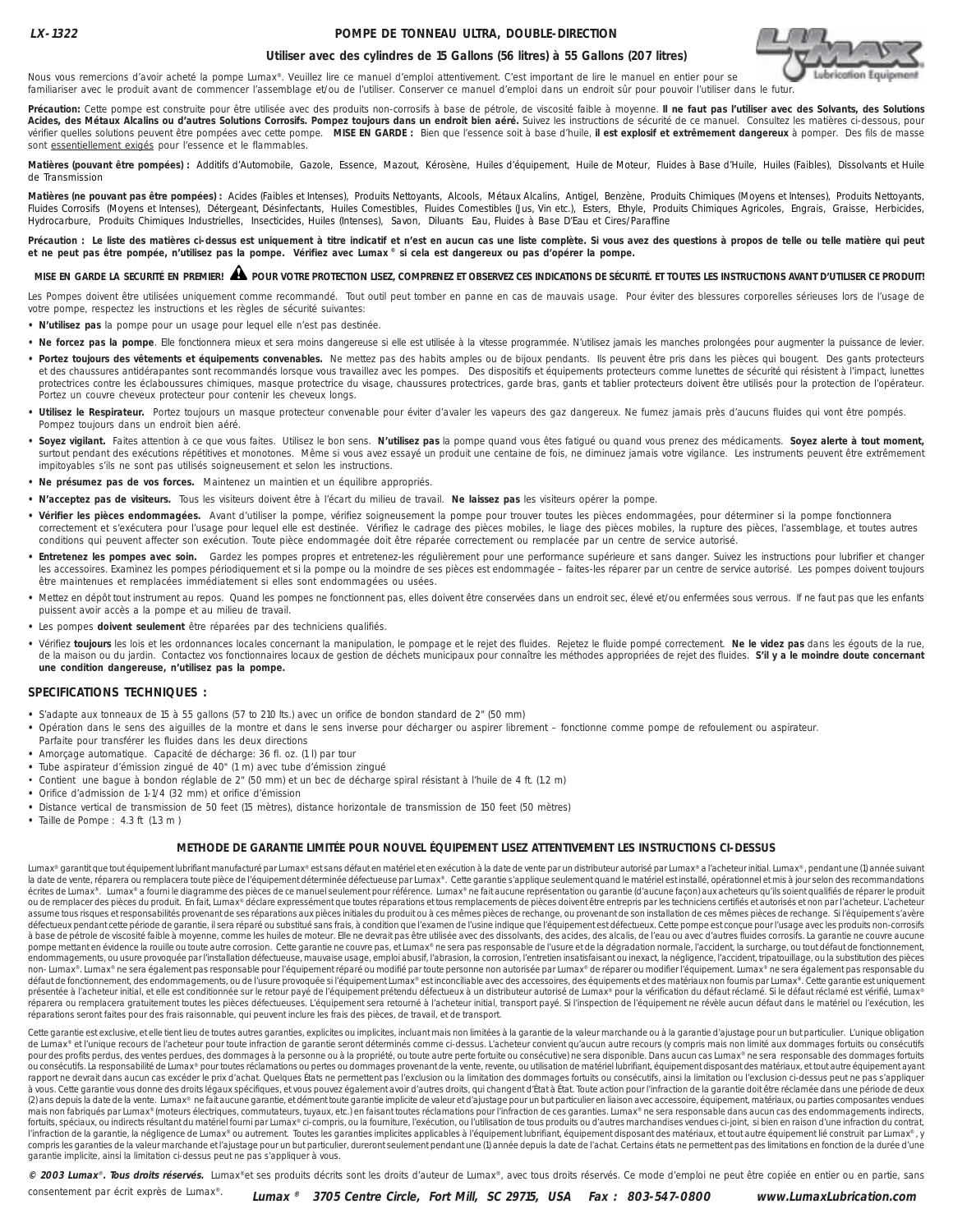LX-1322

# POMPE DE TONNEAU ULTRA, DOUBLE-DIRECTION

## Utiliser avec des cylindres de 15 Gallons (56 litres) à 55 Gallons (207 litres)

Nous vous remercions d'avoir acheté la pompe Lumax®. Veuillez lire ce manuel d'emploi attentivement. C'est important de lire le manuel en entier pour se familiariser avec le produit avant de commencer l'assemblage et/ou de l'utiliser. Conserver ce manuel d'emploi dans un endroit sûr pour pouvoir l'utiliser dans le futur.

**Précaution:** Cette pompe est construite pour être utilisée avec des produits non-corrosifs à base de pétrole, de viscosité faible à moyenne. **Il ne faut pas l'utiliser avec des Solvants, des Solutions Acides, des Métaux Alcalins ou d'autres Solutions Corrosifs. Pompez toujours dans un endroit bien aéré.** Suivez les instructions de sécurité de ce manuel. Consultez les matières ci-dessous, pour vérifier quelles solutions peuvent être pompées avec cette pompe. **MISE EN GARDE :** Bien que l'essence soit à base d'huile, **il est explosif et extrêmement dangereux** à pomper. Des fils de masse sont essentiellement exigés pour l'essence et le flammables.

**Matières (pouvant être pompées) :** Additifs d'Automobile, Gazole, Essence, Mazout, Kérosène, Huiles d'équipement, Huile de Moteur, Fluides à Base d'Huile, Huiles (Faibles), Dissolvants et Huile de Transmission

**Matières (ne pouvant pas être pompées) :** Acides (Faibles et Intenses), Produits Nettoyants, Alcools, Métaux Alcalins, Antigel, Benzène, Produits Chimiques (Moyens et Intenses), Produits Nettoyants, Fluides Corrosifs (Moyens et Intenses), Détergeant, Désinfectants, Huiles Comestibles, Fluides Comestibles (Jus, Vin etc.), Esters, Ethyle, Produits Chimiques Agricoles, Engrais, Graisse, Herbicides, Hydrocarbure, Produits Chimiques Industrielles, Insecticides, Huiles (Intenses), Savon, Diluants Eau, Fluides à Base D'Eau et Cires/Paraffine

**Précaution : Le liste des matières ci-dessus est uniquement à titre indicatif et n'est en aucun cas une liste complète. Si vous avez des questions à propos de telle ou telle matière qui peut et ne peut pas être pompée, n'utilisez pas la pompe. Vérifiez avec Lumax® si cela est dangereux ou pas d'opérer la pompe.**

**MISE EN GARDE LA SECURITÉ EN PREMIER! ⚠ POUR VOTRE PROTECTION LISEZ, COMPRENEZ ET OBSERVEZ CES INDICATIONS DE SÉCURITÉ. ET TOUTES LES INSTRUCTIONS AVANT D'UTILISER CE PRODUIT!**

Les Pompes doivent être utilisées uniquement comme recommandé. Tout outil peut tomber en panne en cas de mauvais usage. Pour éviter des blessures corporelles sérieuses lors de l'usage de votre pompe, respectez les instructions et les règles de sécurité suivantes:

- **N'utilisez pas** la pompe pour un usage pour lequel elle n'est pas destinée.
- **Ne forcez pas la pompe**. Elle fonctionnera mieux et sera moins dangereuse si elle est utilisée à la vitesse programmée. N'utilisez jamais les manches prolongées pour augmenter la puissance de levier.
- **Portez toujours des vêtements et équipements convenables.** Ne mettez pas des habits amples ou de bijoux pendants. Ils peuvent être pris dans les pièces qui bougent. Des gants protecteurs et des chaussures antidérapantes sont recommandés lorsque vous travaillez avec les pompes. Des dispositifs et équipements protecteurs comme lunettes de sécurité qui résistent à l'impact, lunettes protectrices contre les éclaboussures chimiques, masque protectrice du visage, chaussures protectrices, garde bras, gants et tablier protecteurs doivent être utilisés pour la protection de l'opérateur. Portez un couvre cheveux protecteur pour contenir les cheveux longs.
- **Utilisez le Respirateur.** Portez toujours un masque protecteur convenable pour éviter d'avaler les vapeurs des gaz dangereux. Ne fumez jamais près d'aucuns fluides qui vont être pompés. Pompez toujours dans un endroit bien aéré.
- **Soyez vigilant.** Faites attention à ce que vous faites. Utilisez le bon sens. **N'utilisez pas** la pompe quand vous êtes fatigué ou quand vous prenez des médicaments. **Soyez alerte à tout moment,** surtout pendant des exécutions répétitives et monotones. Même si vous avez essayé un produit une centaine de fois, ne diminuez jamais votre vigilance. Les instruments peuvent être extrêmement impitoyables s'ils ne sont pas utilisés soigneusement et selon les instructions.
- **Ne présumez pas de vos forces.** Maintenez un maintien et un équilibre appropriés.
- **N'acceptez pas de visiteurs.** Tous les visiteurs doivent être à l'écart du milieu de travail. **Ne laissez pas** les visiteurs opérer la pompe.
- **Vérifier les pièces endommagées.** Avant d'utiliser la pompe, vérifiez soigneusement la pompe pour trouver toutes les pièces endommagées, pour déterminer si la pompe fonctionnera correctement et s'exécutera pour l'usage pour lequel elle est destinée. Vérifiez le cadrage des pièces mobiles, le liage des pièces mobiles, la rupture des pièces, l'assemblage, et toutes autres conditions qui peuvent affecter son exécution. Toute pièce endommagée doit être réparée correctement ou remplacée par un centre de service autorisé.
- **Entretenez les pompes avec soin.** Gardez les pompes propres et entretenez-les régulièrement pour une performance supérieure et sans danger. Suivez les instructions pour lubrifier et changer les accessoires. Examinez les pompes périodiquement et si la pompe ou la moindre de ses pièces est endommagée – faites-les réparer par un centre de service autorisé. Les pompes doivent toujours être maintenues et remplacées immédiatement si elles sont endommagées ou usées.
- Mettez en dépôt tout instrument au repos. Quand les pompes ne fonctionnent pas, elles doivent être conservées dans un endroit sec, élevé et/ou enfermées sous verrous. Il ne faut pas que les enfants puissent avoir accès a la pompe et au milieu de travail.
- Les pompes **doivent seulement** être réparées par des techniciens qualifiés.
- Vérifiez **toujours** les lois et les ordonnances locales concernant la manipulation, le pompage et le rejet des fluides. Rejetez le fluide pompé correctement. **Ne le videz pas** dans les égouts de la rue, de la maison ou du jardin. Contactez vos fonctionnaires locaux de gestion de déchets municipaux pour connaître les méthodes appropriées de rejet des fluides. **S'il y a le moindre doute concernant une condition dangereuse, n'utilisez pas la pompe.**

## SPECIFICATIONS TECHNIQUES :

- S'adapte aux tonneaux de 15 à 55 gallons (57 to 210 lts.) avec un orifice de bondon standard de 2" (50 mm)
- Opération dans le sens des aiguilles de la montre et dans le sens inverse pour décharger ou aspirer librement – fonctionne comme pompe de refoulement ou aspirateur. Parfaite pour transférer les fluides dans les deux directions
- Amorçage automatique. Capacité de décharge: 36 fl. oz. (1 l) par tour
- Tube aspirateur d'émission zingué de 40" (1 m) avec tube d'émission zingué
- Contient une bague à bondon réglable de 2" (50 mm) et un bec de décharge spiral résistant à l'huile de 4 ft. (1.2 m)
- Orifice d'admission de 1-1/4 (32 mm) et orifice d'émission
- Distance vertical de transmission de 50 feet (15 mètres), distance horizontale de transmission de 150 feet (50 mètres)
- Taille de Pompe : 4.3 ft (1.3 m )

## METHODE DE GARANTIE LIMITÉE POUR NOUVEL ÉQUIPEMENT LISEZ ATTENTIVEMENT LES INSTRUCTIONS CI-DESSUS

Lumax® garantit que tout équipement lubrifiant manufacturé par Lumax® est sans défaut en matériel et en exécution à la date de vente par un distributeur autorisé par Lumax® a l'acheteur initial. Lumax®, pendant une (1) année suivant la date de vente, réparera ou remplacera toute pièce de l'équipement déterminée défectueuse par Lumax®. Cette garantie s'applique seulement quand le matériel est installé, opérationnel et mis à jour selon des recommandations écrites de Lumax®. Lumax® a fourni le diagramme des pièces de ce manuel seulement pour référence. Lumax® ne fait aucune représentation ou garantie (d'aucune façon) aux acheteurs qu'ils soient qualifiés de réparer le produit ou de remplacer des pièces du produit. En fait, Lumax® déclare expressément que toutes réparations et tous remplacements de pièces doivent être entrepris par les techniciens certifiés et autorisés et non par l'acheteur. L'acheteur assume tous risques et responsabilités provenant de ces réparations aux pièces initiales du produit ou à ces mêmes pièces de rechange, ou provenant de son installation de ces mêmes pièces de rechange. Si l'équipement s'avère défectueux pendant cette période de garantie, il sera réparé ou substitué sans frais, à condition que l'examen de l'usine indique que l'équipement est défectueux. Cette pompe est conçue pour l'usage avec les produits non-corrosifs à base de pétrole de viscosité faible à moyenne, comme les huiles de moteur. Elle ne devrait pas être utilisée avec des dissolvants, des acides, des alcalis, de l'eau ou avec d'autres fluides corrosifs. La garantie ne couvre aucune pompe mettant en évidence la rouille ou toute autre corrosion. Cette garantie ne couvre pas, et Lumax® ne sera pas responsable de l'usure et de la dégradation normale, l'accident, la surcharge, ou tout défaut de fonctionnement, endommagements, ou usure provoquée par l'installation défectueuse, mauvaise usage, emploi abusif, l'abrasion, la corrosion, l'entretien insatisfaisant ou inexact, la négligence, l'accident, tripatouillage, ou la substitution des pièces non- Lumax®. Lumax® ne sera également pas responsable pour l'équipement réparé ou modifié par toute personne non autorisée par Lumax® de réparer ou modifier l'équipement. Lumax® ne sera également pas responsable du défaut de fonctionnement, des endommagements, ou de l'usure provoquée si l'équipement Lumax® est inconciliable avec des accessoires, des équipements et des matériaux non fournis par Lumax®. Cette garantie est uniquement présentée à l'acheteur initial, et elle est conditionnée sur le retour payé de l'équipement prétendu défectueux à un distributeur autorisé de Lumax® pour la vérification du défaut réclamé. Si le défaut réclamé est vérifié, Lumax® réparera ou remplacera gratuitement toutes les pièces défectueuses. L'équipement sera retourné à l'acheteur initial, transport payé. Si l'inspection de l'équipement ne révèle aucun défaut dans le matériel ou l'exécution, les réparations seront faites pour des frais raisonnable, qui peuvent inclure les frais des pièces, de travail, et de transport.

Cette garantie est exclusive, et elle tient lieu de toutes autres garanties, explicites ou implicites, incluant mais non limitées à la garantie de la valeur marchande ou à la garantie d'ajustage pour un but particulier. L'unique obligation de Lumax® et l'unique recours de l'acheteur pour toute infraction de garantie seront déterminés comme ci-dessus. L'acheteur convient qu'aucun autre recours (y compris mais non limité aux dommages fortuits ou consécutifs pour des profits perdus, des ventes perdues, des dommages à la personne ou à la propriété, ou toute autre perte fortuite ou consécutive) ne sera disponible. Dans aucun cas Lumax® ne sera responsable des dommages fortuits ou consécutifs. La responsabilité de Lumax® pour toutes réclamations ou pertes ou dommages provenant de la vente, revente, ou utilisation de matériel lubrifiant, équipement disposant des matériaux, et tout autre équipement ayant rapport ne devrait dans aucun cas excéder le prix d'achat. Quelques États ne permettent pas l'exclusion ou la limitation des dommages fortuits ou consécutifs, ainsi la limitation ou l'exclusion ci-dessus peut ne pas s'appliquer à vous. Cette garantie vous donne des droits légaux spécifiques, et vous pouvez également avoir d'autres droits, qui changent d'État à État. Toute action pour l'infraction de la garantie doit être réclamée dans une période de deux (2) ans depuis la date de la vente. Lumax® ne fait aucune garantie, et dément toute garantie implicite de valeur et d'ajustage pour un but particulier en liaison avec accessoire, équipement, matériaux, ou parties composantes vendues mais non fabriqués par Lumax® (moteurs électriques, commutateurs, tuyaux, etc.) en faisant toutes réclamations pour l'infraction de ces garanties. Lumax® ne sera responsable dans aucun cas des endommagements indirects, fortuits, spéciaux, ou indirects résultant du matériel fourni par Lumax® ci-compris, ou la fourniture, l'exécution, ou l'utilisation de tous produits ou d'autres marchandises vendues ci-joint, si bien en raison d'une infraction du contrat, l'infraction de la garantie, la négligence de Lumax® ou autrement. Toutes les garanties implicites applicables à l'équipement lubrifiant, équipement disposant des matériaux, et tout autre équipement lié construit par Lumax®, y compris les garanties de la valeur marchande et l'ajustage pour un but particulier, dureront seulement pendant une (1) année depuis la date de l'achat. Certains états ne permettent pas des limitations en fonction de la durée d'une garantie implicite, ainsi la limitation ci-dessus peut ne pas s'appliquer à vous.

***© 2003 Lumax®. Tous droits réservés.*** Lumax® et ses produits décrits sont les droits d'auteur de Lumax®, avec tous droits réservés. Ce mode d'emploi ne peut être copiée en entier ou en partie, sans consentement par écrit exprès de Lumax®.

*Lumax® 3705 Centre Circle, Fort Mill, SC 29715, USA Fax : 803-547-0800 www.LumaxLubrication.com*